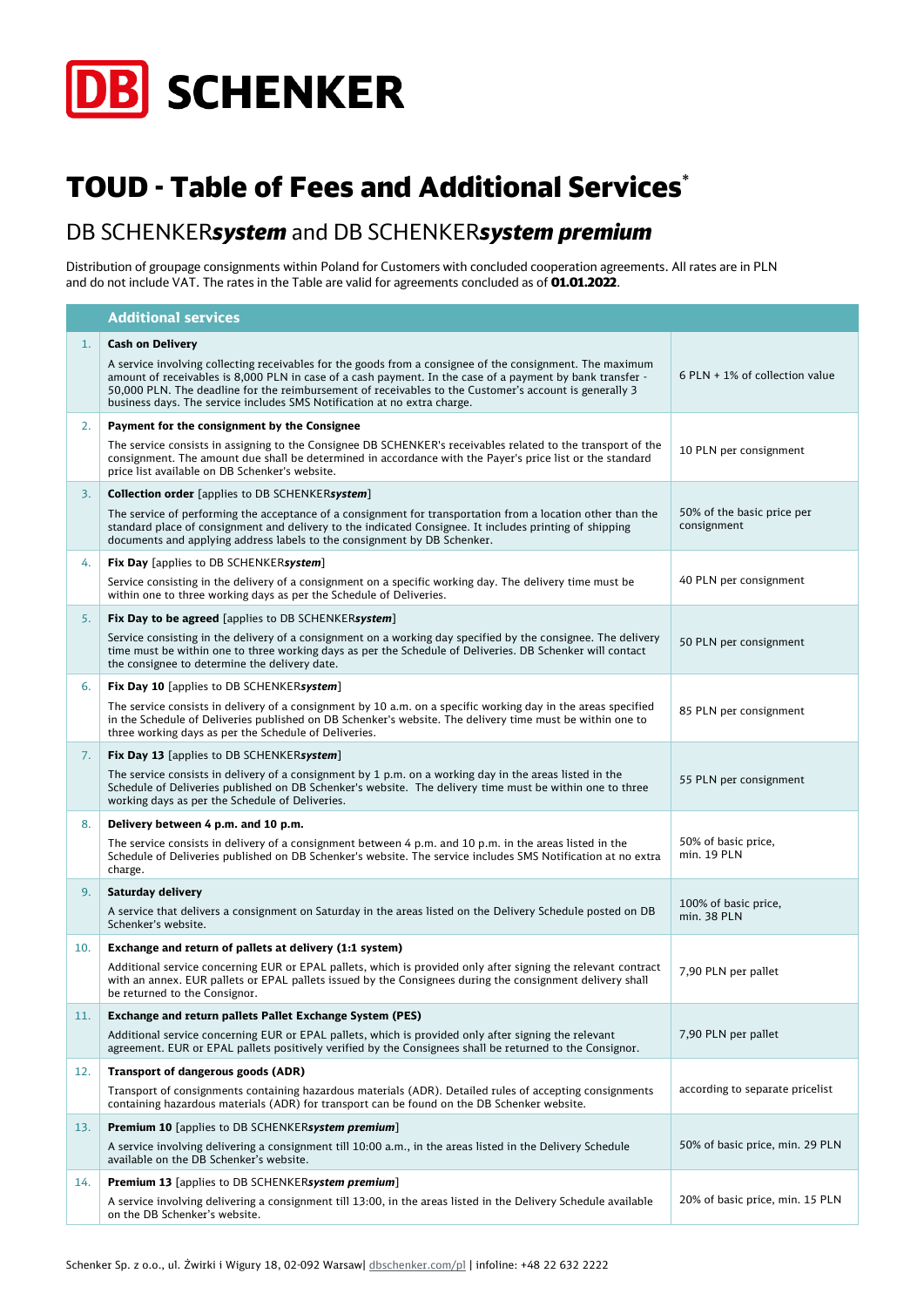DB SCHENKER

# TOUD - Table of Fees and Additional Services*

## DB SCHENKER***system*** and DB SCHENKER***system premium***

Distribution of groupage consignments within Poland for Customers with concluded cooperation agreements. All rates are in PLN and do not include VAT. The rates in the Table are valid for agreements concluded as of **01.01.2022**.

| | Additional services | |
|---|---|---|
| 1. | **Cash on Delivery**<br><br>A service involving collecting receivables for the goods from a consignee of the consignment. The maximum amount of receivables is 8,000 PLN in case of a cash payment. In the case of a payment by bank transfer - 50,000 PLN. The deadline for the reimbursement of receivables to the Customer's account is generally 3 business days. The service includes SMS Notification at no extra charge. | 6 PLN + 1% of collection value |
| 2. | **Payment for the consignment by the Consignee**<br><br>The service consists in assigning to the Consignee DB SCHENKER's receivables related to the transport of the consignment. The amount due shall be determined in accordance with the Payer's price list or the standard price list available on DB Schenker's website. | 10 PLN per consignment |
| 3. | **Collection order** [applies to DB SCHENKER***system***]<br><br>The service of performing the acceptance of a consignment for transportation from a location other than the standard place of consignment and delivery to the indicated Consignee. It includes printing of shipping documents and applying address labels to the consignment by DB Schenker. | 50% of the basic price per consignment |
| 4. | **Fix Day** [applies to DB SCHENKER***system***]<br><br>Service consisting in the delivery of a consignment on a specific working day. The delivery time must be within one to three working days as per the Schedule of Deliveries. | 40 PLN per consignment |
| 5. | **Fix Day to be agreed** [applies to DB SCHENKER***system***]<br><br>Service consisting in the delivery of a consignment on a working day specified by the consignee. The delivery time must be within one to three working days as per the Schedule of Deliveries. DB Schenker will contact the consignee to determine the delivery date. | 50 PLN per consignment |
| 6. | **Fix Day 10** [applies to DB SCHENKER***system***]<br><br>The service consists in delivery of a consignment by 10 a.m. on a specific working day in the areas specified in the Schedule of Deliveries published on DB Schenker's website. The delivery time must be within one to three working days as per the Schedule of Deliveries. | 85 PLN per consignment |
| 7. | **Fix Day 13** [applies to DB SCHENKER***system***]<br><br>The service consists in delivery of a consignment by 1 p.m. on a working day in the areas listed in the Schedule of Deliveries published on DB Schenker's website. The delivery time must be within one to three working days as per the Schedule of Deliveries. | 55 PLN per consignment |
| 8. | **Delivery between 4 p.m. and 10 p.m.**<br><br>The service consists in delivery of a consignment between 4 p.m. and 10 p.m. in the areas listed in the Schedule of Deliveries published on DB Schenker's website. The service includes SMS Notification at no extra charge. | 50% of basic price, min. 19 PLN |
| 9. | **Saturday delivery**<br><br>A service that delivers a consignment on Saturday in the areas listed on the Delivery Schedule posted on DB Schenker's website. | 100% of basic price, min. 38 PLN |
| 10. | **Exchange and return of pallets at delivery (1:1 system)**<br><br>Additional service concerning EUR or EPAL pallets, which is provided only after signing the relevant contract with an annex. EUR pallets or EPAL pallets issued by the Consignees during the consignment delivery shall be returned to the Consignor. | 7,90 PLN per pallet |
| 11. | **Exchange and return pallets Pallet Exchange System (PES)**<br><br>Additional service concerning EUR or EPAL pallets, which is provided only after signing the relevant agreement. EUR or EPAL pallets positively verified by the Consignees shall be returned to the Consignor. | 7,90 PLN per pallet |
| 12. | **Transport of dangerous goods (ADR)**<br><br>Transport of consignments containing hazardous materials (ADR). Detailed rules of accepting consignments containing hazardous materials (ADR) for transport can be found on the DB Schenker website. | according to separate pricelist |
| 13. | **Premium 10** [applies to DB SCHENKER***system premium***]<br><br>A service involving delivering a consignment till 10:00 a.m., in the areas listed in the Delivery Schedule available on the DB Schenker's website. | 50% of basic price, min. 29 PLN |
| 14. | **Premium 13** [applies to DB SCHENKER***system premium***]<br><br>A service involving delivering a consignment till 13:00, in the areas listed in the Delivery Schedule available on the DB Schenker's website. | 20% of basic price, min. 15 PLN |

Schenker Sp. z o.o., ul. Żwirki i Wigury 18, 02-092 Warsaw| dbschenker.com/pl | infoline: +48 22 632 2222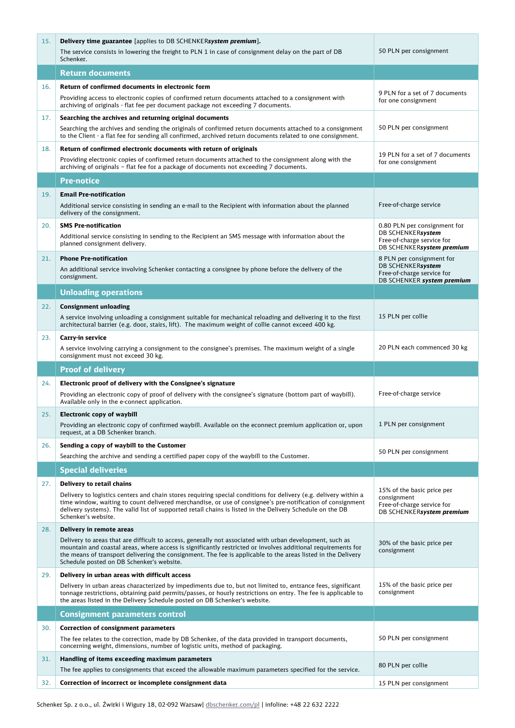| No. | Service | Price |
|---|---|---|
| 15. | **Delivery time guarantee** [applies to DB SCHENKER***system premium***].<br>The service consists in lowering the freight to PLN 1 in case of consignment delay on the part of DB Schenker. | 50 PLN per consignment |
| | **Return documents** | |
| 16. | **Return of confirmed documents in electronic form**<br>Providing access to electronic copies of confirmed return documents attached to a consignment with archiving of originals - flat fee per document package not exceeding 7 documents. | 9 PLN for a set of 7 documents for one consignment |
| 17. | **Searching the archives and returning original documents**<br>Searching the archives and sending the originals of confirmed return documents attached to a consignment to the Client - a flat fee for sending all confirmed, archived return documents related to one consignment. | 50 PLN per consignment |
| 18. | **Return of confirmed electronic documents with return of originals**<br>Providing electronic copies of confirmed return documents attached to the consignment along with the archiving of originals – flat fee for a package of documents not exceeding 7 documents. | 19 PLN for a set of 7 documents for one consignment |
| | **Pre-notice** | |
| 19. | **Email Pre-notification**<br>Additional service consisting in sending an e-mail to the Recipient with information about the planned delivery of the consignment. | Free-of-charge service |
| 20. | **SMS Pre-notification**<br>Additional service consisting in sending to the Recipient an SMS message with information about the planned consignment delivery. | 0.80 PLN per consignment for DB SCHENKER***system***<br>Free-of-charge service for DB SCHENKER***system premium*** |
| 21. | **Phone Pre-notification**<br>An additional service involving Schenker contacting a consignee by phone before the delivery of the consignment. | 8 PLN per consignment for DB SCHENKER***system***<br>Free-of-charge service for DB SCHENKER ***system premium*** |
| | **Unloading operations** | |
| 22. | **Consignment unloading**<br>A service involving unloading a consignment suitable for mechanical reloading and delivering it to the first architectural barrier (e.g. door, stairs, lift). The maximum weight of collie cannot exceed 400 kg. | 15 PLN per collie |
| 23. | **Carry-in service**<br>A service involving carrying a consignment to the consignee's premises. The maximum weight of a single consignment must not exceed 30 kg. | 20 PLN each commenced 30 kg |
| | **Proof of delivery** | |
| 24. | **Electronic proof of delivery with the Consignee's signature**<br>Providing an electronic copy of proof of delivery with the consignee's signature (bottom part of waybill). Available only in the e-connect application. | Free-of-charge service |
| 25. | **Electronic copy of waybill**<br>Providing an electronic copy of confirmed waybill. Available on the econnect premium application or, upon request, at a DB Schenker branch. | 1 PLN per consignment |
| 26. | **Sending a copy of waybill to the Customer**<br>Searching the archive and sending a certified paper copy of the waybill to the Customer. | 50 PLN per consignment |
| | **Special deliveries** | |
| 27. | **Delivery to retail chains**<br>Delivery to logistics centers and chain stores requiring special conditions for delivery (e.g. delivery within a time window, waiting to count delivered merchandise, or use of consignee's pre-notification of consignment delivery systems). The valid list of supported retail chains is listed in the Delivery Schedule on the DB Schenker's website. | 15% of the basic price per consignment<br>Free-of-charge service for DB SCHENKER***system premium*** |
| 28. | **Delivery in remote areas**<br>Delivery to areas that are difficult to access, generally not associated with urban development, such as mountain and coastal areas, where access is significantly restricted or involves additional requirements for the means of transport delivering the consignment. The fee is applicable to the areas listed in the Delivery Schedule posted on DB Schenker's website. | 30% of the basic price per consignment |
| 29. | **Delivery in urban areas with difficult access**<br>Delivery in urban areas characterized by impediments due to, but not limited to, entrance fees, significant tonnage restrictions, obtaining paid permits/passes, or hourly restrictions on entry. The fee is applicable to the areas listed in the Delivery Schedule posted on DB Schenker's website. | 15% of the basic price per consignment |
| | **Consignment parameters control** | |
| 30. | **Correction of consignment parameters**<br>The fee relates to the correction, made by DB Schenker, of the data provided in transport documents, concerning weight, dimensions, number of logistic units, method of packaging. | 50 PLN per consignment |
| 31. | **Handling of items exceeding maximum parameters**<br>The fee applies to consignments that exceed the allowable maximum parameters specified for the service. | 80 PLN per collie |
| 32. | **Correction of incorrect or incomplete consignment data** | 15 PLN per consignment |

Schenker Sp. z o.o., ul. Żwirki i Wigury 18, 02-092 Warsaw| dbschenker.com/pl | infoline: +48 22 632 2222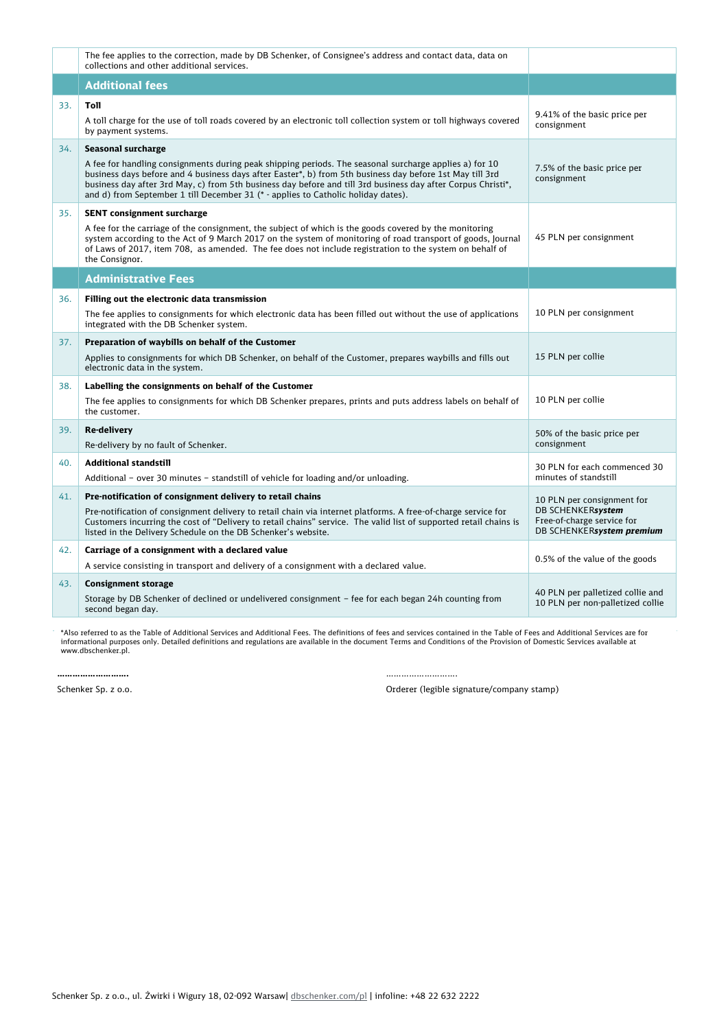| | | |
|---|---|---|
| | The fee applies to the correction, made by DB Schenker, of Consignee's address and contact data, data on collections and other additional services. | |
| | **Additional fees** | |
| 33. | **Toll**<br>A toll charge for the use of toll roads covered by an electronic toll collection system or toll highways covered by payment systems. | 9.41% of the basic price per consignment |
| 34. | **Seasonal surcharge**<br>A fee for handling consignments during peak shipping periods. The seasonal surcharge applies a) for 10 business days before and 4 business days after Easter*, b) from 5th business day before 1st May till 3rd business day after 3rd May, c) from 5th business day before and till 3rd business day after Corpus Christi*, and d) from September 1 till December 31 (* - applies to Catholic holiday dates). | 7.5% of the basic price per consignment |
| 35. | **SENT consignment surcharge**<br>A fee for the carriage of the consignment, the subject of which is the goods covered by the monitoring system according to the Act of 9 March 2017 on the system of monitoring of road transport of goods, Journal of Laws of 2017, item 708, as amended. The fee does not include registration to the system on behalf of the Consignor. | 45 PLN per consignment |
| | **Administrative Fees** | |
| 36. | **Filling out the electronic data transmission**<br>The fee applies to consignments for which electronic data has been filled out without the use of applications integrated with the DB Schenker system. | 10 PLN per consignment |
| 37. | **Preparation of waybills on behalf of the Customer**<br>Applies to consignments for which DB Schenker, on behalf of the Customer, prepares waybills and fills out electronic data in the system. | 15 PLN per collie |
| 38. | **Labelling the consignments on behalf of the Customer**<br>The fee applies to consignments for which DB Schenker prepares, prints and puts address labels on behalf of the customer. | 10 PLN per collie |
| 39. | **Re-delivery**<br>Re-delivery by no fault of Schenker. | 50% of the basic price per consignment |
| 40. | **Additional standstill**<br>Additional – over 30 minutes – standstill of vehicle for loading and/or unloading. | 30 PLN for each commenced 30 minutes of standstill |
| 41. | **Pre-notification of consignment delivery to retail chains**<br>Pre-notification of consignment delivery to retail chain via internet platforms. A free-of-charge service for Customers incurring the cost of "Delivery to retail chains" service. The valid list of supported retail chains is listed in the Delivery Schedule on the DB Schenker's website. | 10 PLN per consignment for DB SCHENKER***system***<br>Free-of-charge service for DB SCHENKER***system premium*** |
| 42. | **Carriage of a consignment with a declared value**<br>A service consisting in transport and delivery of a consignment with a declared value. | 0.5% of the value of the goods |
| 43. | **Consignment storage**<br>Storage by DB Schenker of declined or undelivered consignment – fee for each began 24h counting from second began day. | 40 PLN per palletized collie and 10 PLN per non-palletized collie |

*Also referred to as the Table of Additional Services and Additional Fees. The definitions of fees and services contained in the Table of Fees and Additional Services are for informational purposes only. Detailed definitions and regulations are available in the document Terms and Conditions of the Provision of Domestic Services available at www.dbschenker.pl.

………………………..
Schenker Sp. z o.o.

………………………..
Orderer (legible signature/company stamp)

Schenker Sp. z o.o., ul. Żwirki i Wigury 18, 02-092 Warsaw| dbschenker.com/pl | infoline: +48 22 632 2222